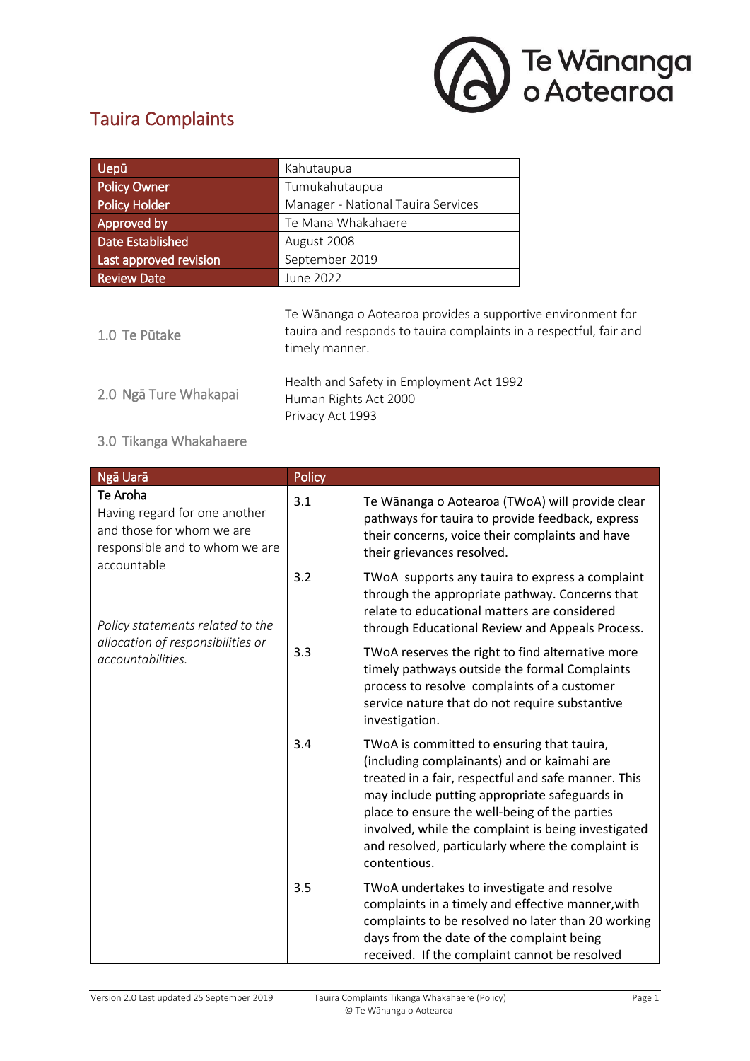# Tauira Complaints

| Uepū | Kahutaupua |
| --- | --- |
| Policy Owner | Tumukahutaupua |
| Policy Holder | Manager - National Tauira Services |
| Approved by | Te Mana Whakahaere |
| Date Established | August 2008 |
| Last approved revision | September 2019 |
| Review Date | June 2022 |

## 1.0 Te Pūtake

Te Wānanga o Aotearoa provides a supportive environment for tauira and responds to tauira complaints in a respectful, fair and timely manner.

## 2.0 Ngā Ture Whakapai

Health and Safety in Employment Act 1992
Human Rights Act 2000
Privacy Act 1993

## 3.0 Tikanga Whakahaere

| Ngā Uarā | Policy | |
| --- | --- | --- |
| **Te Aroha**<br>Having regard for one another and those for whom we are responsible and to whom we are accountable<br><br>*Policy statements related to the allocation of responsibilities or accountabilities.* | 3.1 | Te Wānanga o Aotearoa (TWoA) will provide clear pathways for tauira to provide feedback, express their concerns, voice their complaints and have their grievances resolved. |
| | 3.2 | TWoA supports any tauira to express a complaint through the appropriate pathway. Concerns that relate to educational matters are considered through Educational Review and Appeals Process. |
| | 3.3 | TWoA reserves the right to find alternative more timely pathways outside the formal Complaints process to resolve complaints of a customer service nature that do not require substantive investigation. |
| | 3.4 | TWoA is committed to ensuring that tauira, (including complainants) and or kaimahi are treated in a fair, respectful and safe manner. This may include putting appropriate safeguards in place to ensure the well-being of the parties involved, while the complaint is being investigated and resolved, particularly where the complaint is contentious. |
| | 3.5 | TWoA undertakes to investigate and resolve complaints in a timely and effective manner,with complaints to be resolved no later than 20 working days from the date of the complaint being received. If the complaint cannot be resolved |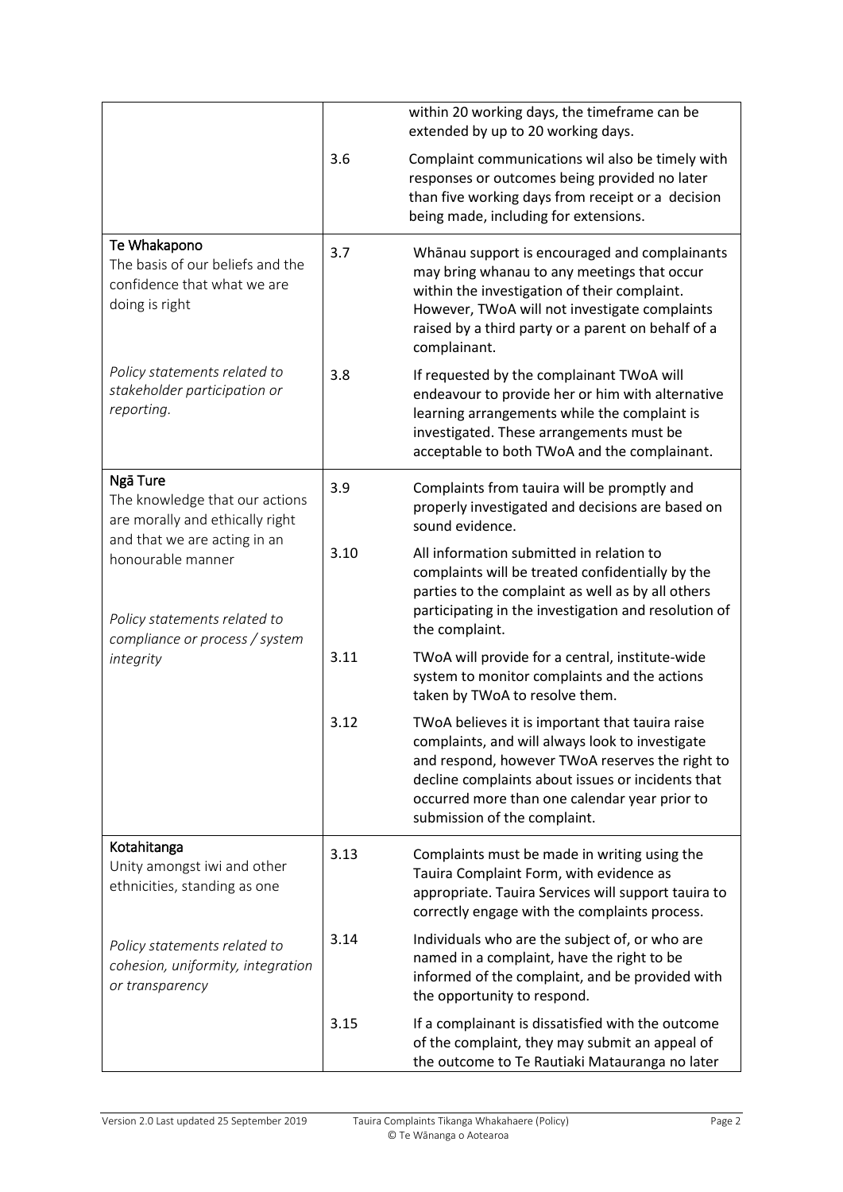| | | |
|---|---|---|
| | | within 20 working days, the timeframe can be extended by up to 20 working days. |
| | 3.6 | Complaint communications wil also be timely with responses or outcomes being provided no later than five working days from receipt or a decision being made, including for extensions. |
| Te Whakapono<br>The basis of our beliefs and the confidence that what we are doing is right<br><br>*Policy statements related to stakeholder participation or reporting.* | 3.7 | Whānau support is encouraged and complainants may bring whanau to any meetings that occur within the investigation of their complaint. However, TWoA will not investigate complaints raised by a third party or a parent on behalf of a complainant. |
| | 3.8 | If requested by the complainant TWoA will endeavour to provide her or him with alternative learning arrangements while the complaint is investigated. These arrangements must be acceptable to both TWoA and the complainant. |
| Ngā Ture<br>The knowledge that our actions are morally and ethically right and that we are acting in an honourable manner<br><br>*Policy statements related to compliance or process / system integrity* | 3.9 | Complaints from tauira will be promptly and properly investigated and decisions are based on sound evidence. |
| | 3.10 | All information submitted in relation to complaints will be treated confidentially by the parties to the complaint as well as by all others participating in the investigation and resolution of the complaint. |
| | 3.11 | TWoA will provide for a central, institute-wide system to monitor complaints and the actions taken by TWoA to resolve them. |
| | 3.12 | TWoA believes it is important that tauira raise complaints, and will always look to investigate and respond, however TWoA reserves the right to decline complaints about issues or incidents that occurred more than one calendar year prior to submission of the complaint. |
| Kotahitanga<br>Unity amongst iwi and other ethnicities, standing as one<br><br>*Policy statements related to cohesion, uniformity, integration or transparency* | 3.13 | Complaints must be made in writing using the Tauira Complaint Form, with evidence as appropriate. Tauira Services will support tauira to correctly engage with the complaints process. |
| | 3.14 | Individuals who are the subject of, or who are named in a complaint, have the right to be informed of the complaint, and be provided with the opportunity to respond. |
| | 3.15 | If a complainant is dissatisfied with the outcome of the complaint, they may submit an appeal of the outcome to Te Rautiaki Matauranga no later |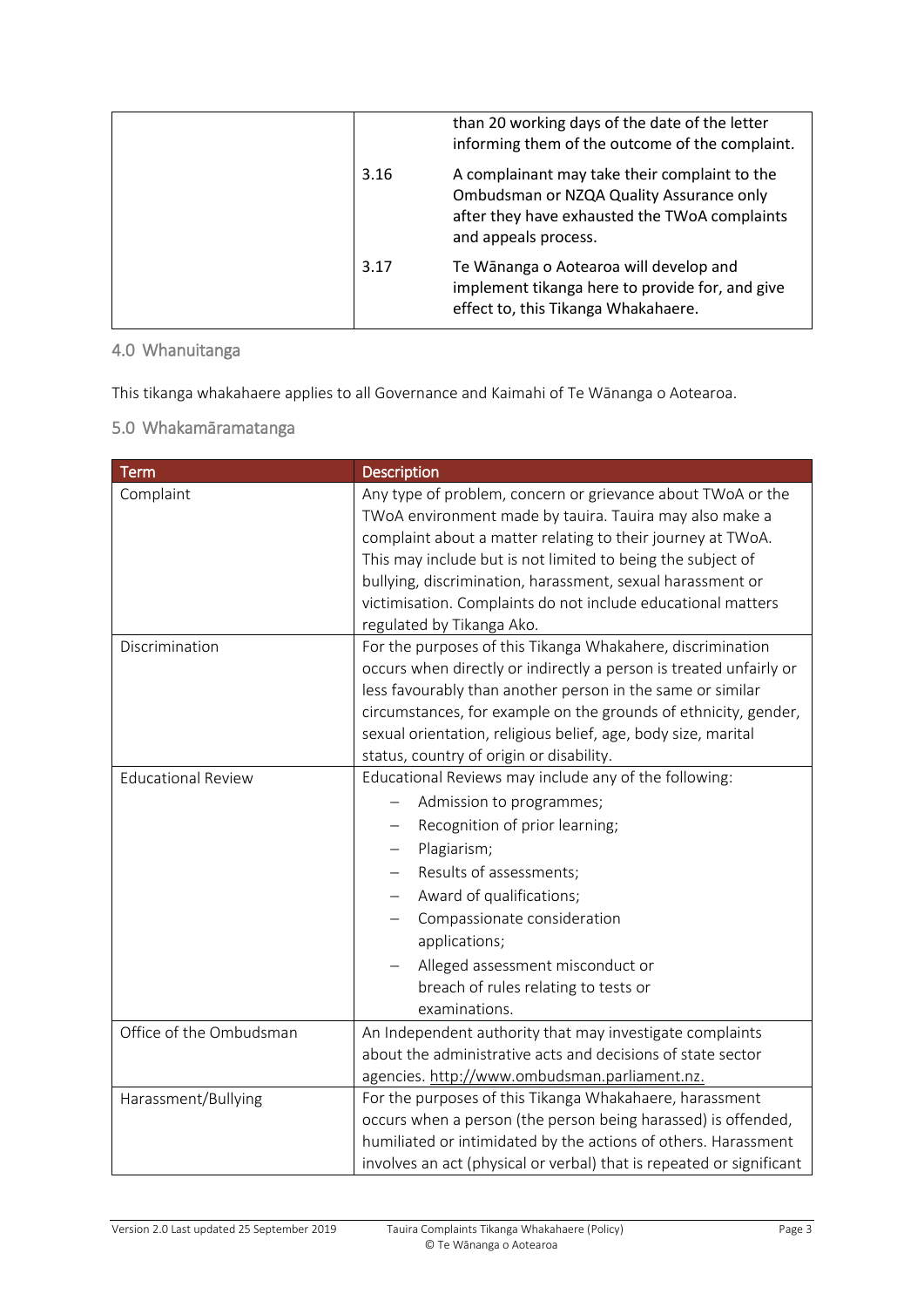| | | |
|---|---|---|
| | | than 20 working days of the date of the letter informing them of the outcome of the complaint. |
| | 3.16 | A complainant may take their complaint to the Ombudsman or NZQA Quality Assurance only after they have exhausted the TWoA complaints and appeals process. |
| | 3.17 | Te Wānanga o Aotearoa will develop and implement tikanga here to provide for, and give effect to, this Tikanga Whakahaere. |

## 4.0 Whanuitanga

This tikanga whakahaere applies to all Governance and Kaimahi of Te Wānanga o Aotearoa.

## 5.0 Whakamāramatanga

| Term | Description |
|---|---|
| Complaint | Any type of problem, concern or grievance about TWoA or the TWoA environment made by tauira. Tauira may also make a complaint about a matter relating to their journey at TWoA. This may include but is not limited to being the subject of bullying, discrimination, harassment, sexual harassment or victimisation. Complaints do not include educational matters regulated by Tikanga Ako. |
| Discrimination | For the purposes of this Tikanga Whakahere, discrimination occurs when directly or indirectly a person is treated unfairly or less favourably than another person in the same or similar circumstances, for example on the grounds of ethnicity, gender, sexual orientation, religious belief, age, body size, marital status, country of origin or disability. |
| Educational Review | Educational Reviews may include any of the following:<br>– Admission to programmes;<br>– Recognition of prior learning;<br>– Plagiarism;<br>– Results of assessments;<br>– Award of qualifications;<br>– Compassionate consideration applications;<br>– Alleged assessment misconduct or breach of rules relating to tests or examinations. |
| Office of the Ombudsman | An Independent authority that may investigate complaints about the administrative acts and decisions of state sector agencies. http://www.ombudsman.parliament.nz. |
| Harassment/Bullying | For the purposes of this Tikanga Whakahaere, harassment occurs when a person (the person being harassed) is offended, humiliated or intimidated by the actions of others. Harassment involves an act (physical or verbal) that is repeated or significant |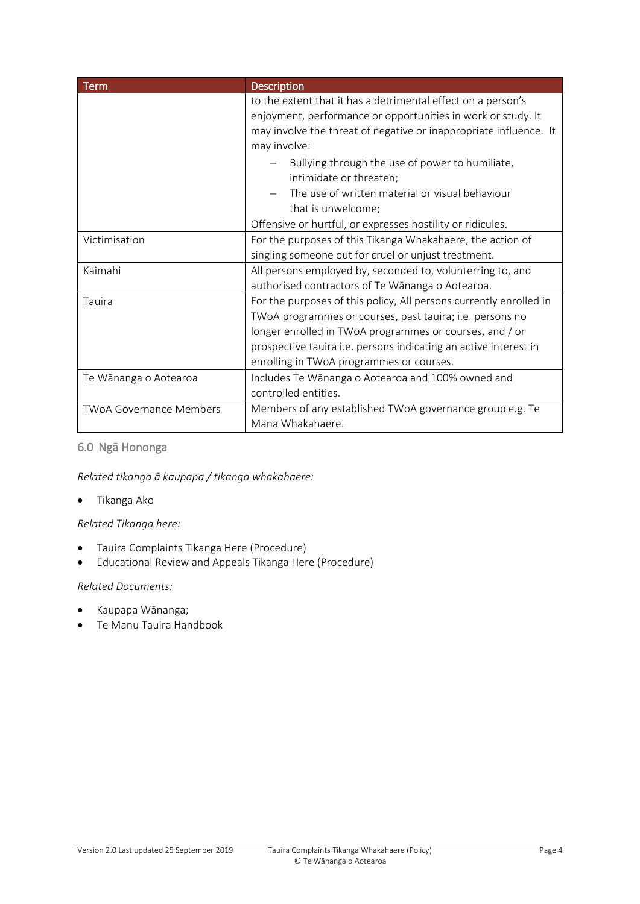| Term | Description |
|---|---|
| | to the extent that it has a detrimental effect on a person's enjoyment, performance or opportunities in work or study. It may involve the threat of negative or inappropriate influence. It may involve:<br>– Bullying through the use of power to humiliate, intimidate or threaten;<br>– The use of written material or visual behaviour that is unwelcome;<br>Offensive or hurtful, or expresses hostility or ridicules. |
| Victimisation | For the purposes of this Tikanga Whakahaere, the action of singling someone out for cruel or unjust treatment. |
| Kaimahi | All persons employed by, seconded to, volunterring to, and authorised contractors of Te Wānanga o Aotearoa. |
| Tauira | For the purposes of this policy, All persons currently enrolled in TWoA programmes or courses, past tauira; i.e. persons no longer enrolled in TWoA programmes or courses, and / or prospective tauira i.e. persons indicating an active interest in enrolling in TWoA programmes or courses. |
| Te Wānanga o Aotearoa | Includes Te Wānanga o Aotearoa and 100% owned and controlled entities. |
| TWoA Governance Members | Members of any established TWoA governance group e.g. Te Mana Whakahaere. |

## 6.0 Ngā Hononga

*Related tikanga ā kaupapa / tikanga whakahaere:*

- Tikanga Ako

*Related Tikanga here:*

- Tauira Complaints Tikanga Here (Procedure)
- Educational Review and Appeals Tikanga Here (Procedure)

*Related Documents:*

- Kaupapa Wānanga;
- Te Manu Tauira Handbook